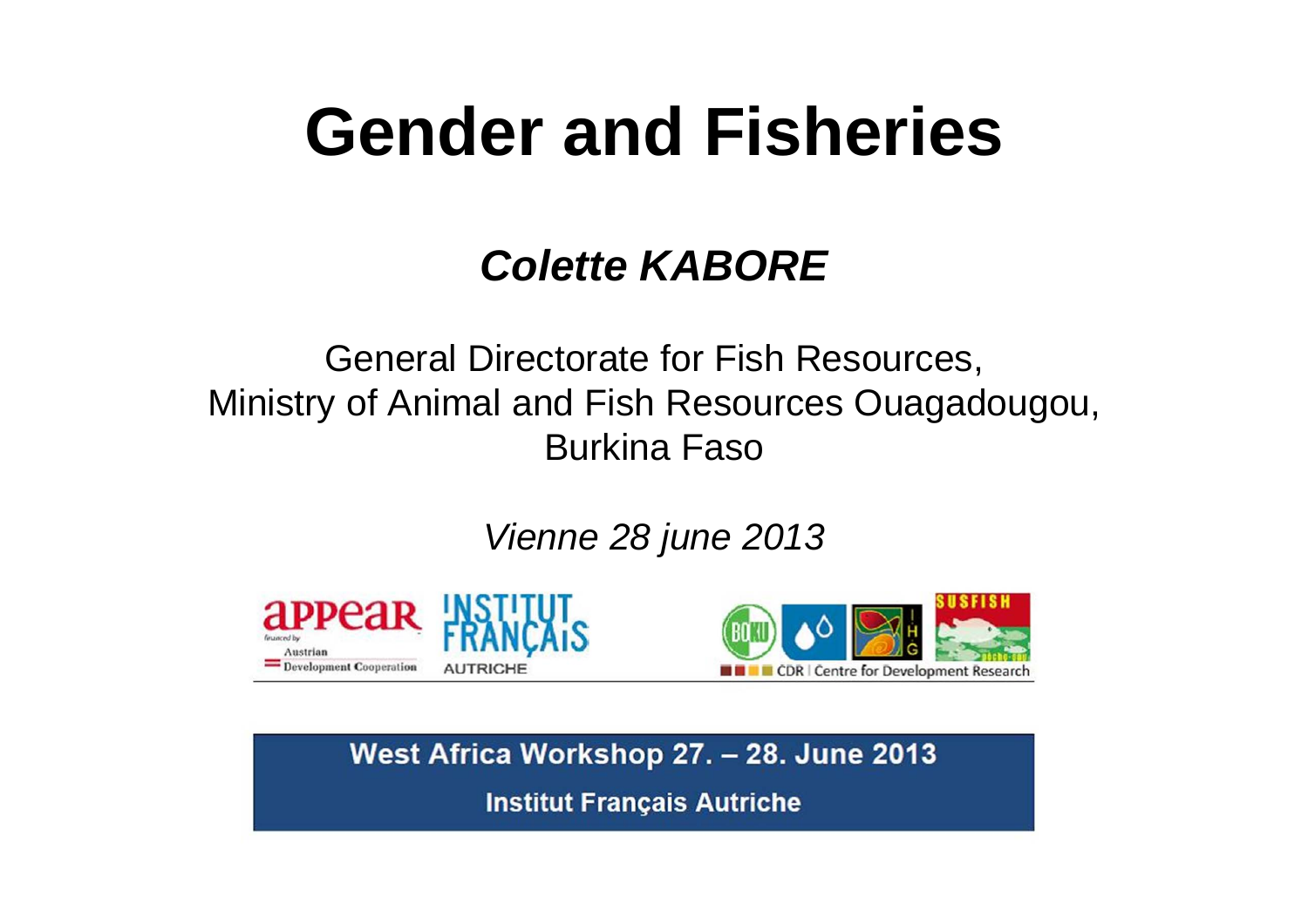# Gender and Fisheries

***Colette KABORE***

General Directorate for Fish Resources,
Ministry of Animal and Fish Resources Ouagadougou,
Burkina Faso

*Vienne 28 june 2013*

appear
financed by
Austrian
Development Cooperation

INSTITUT FRANÇAIS
AUTRICHE

BOKU

IHG

SUSFISH

CDR | Centre for Development Research

**West Africa Workshop 27. – 28. June 2013**

**Institut Français Autriche**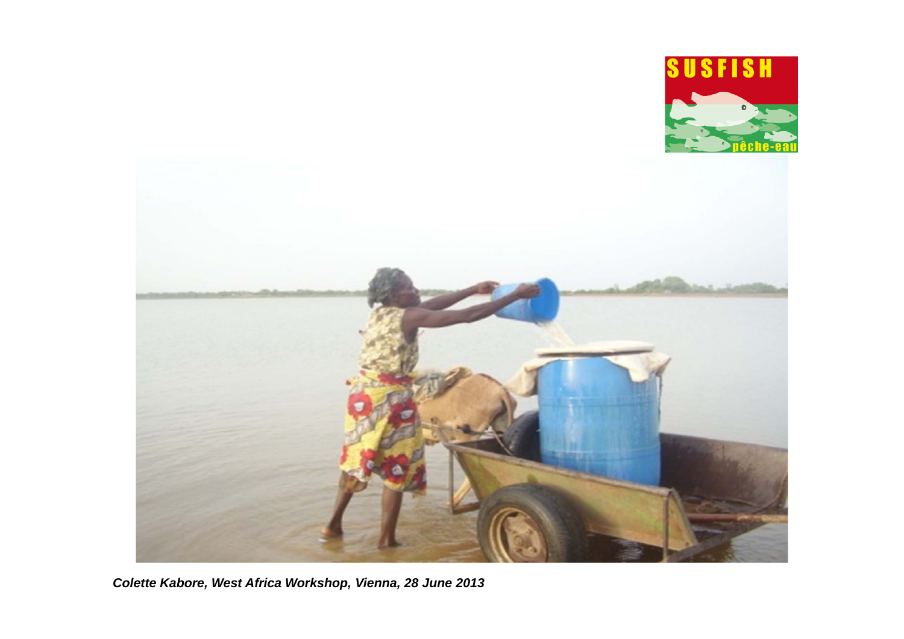*Colette Kabore, West Africa Workshop, Vienna, 28 June 2013*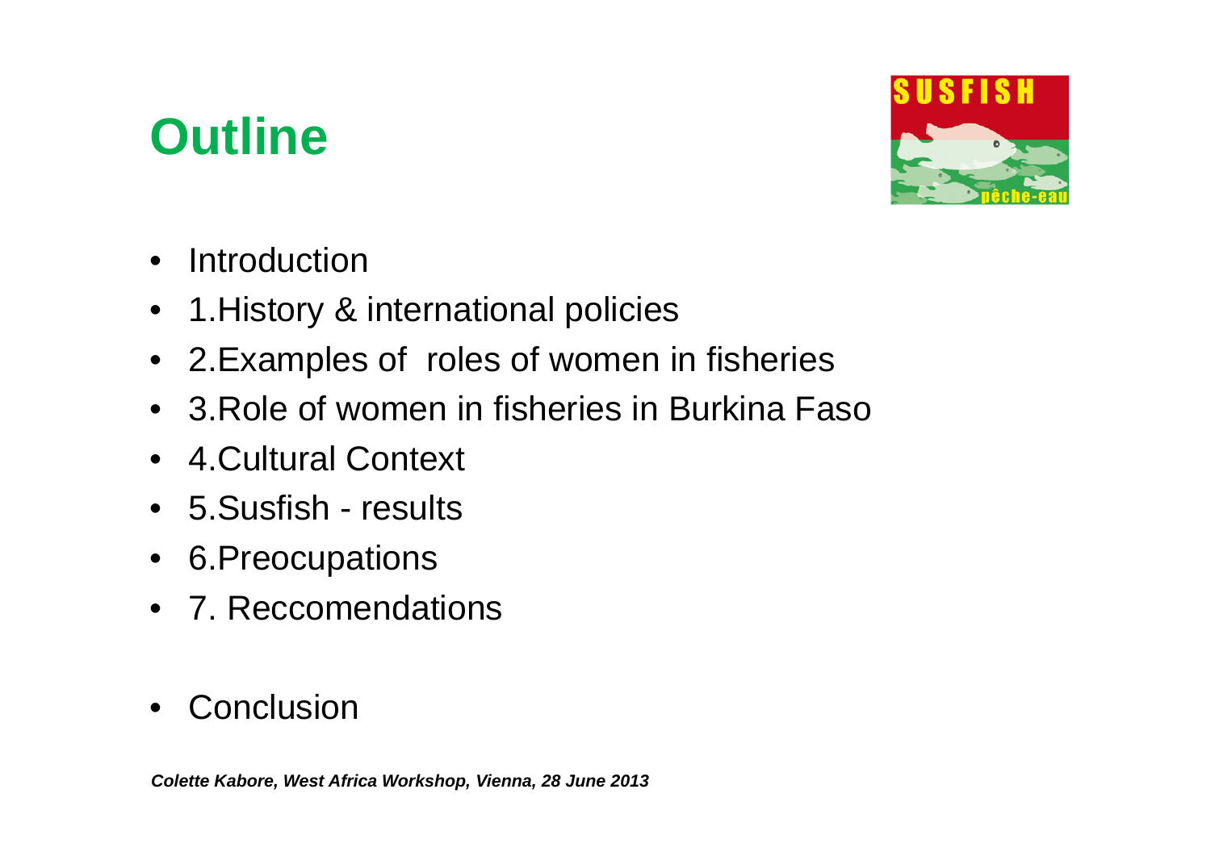# Outline

- Introduction
- 1.History & international policies
- 2.Examples of roles of women in fisheries
- 3.Role of women in fisheries in Burkina Faso
- 4.Cultural Context
- 5.Susfish - results
- 6.Preocupations
- 7. Reccomendations
- Conclusion

***Colette Kabore, West Africa Workshop, Vienna, 28 June 2013***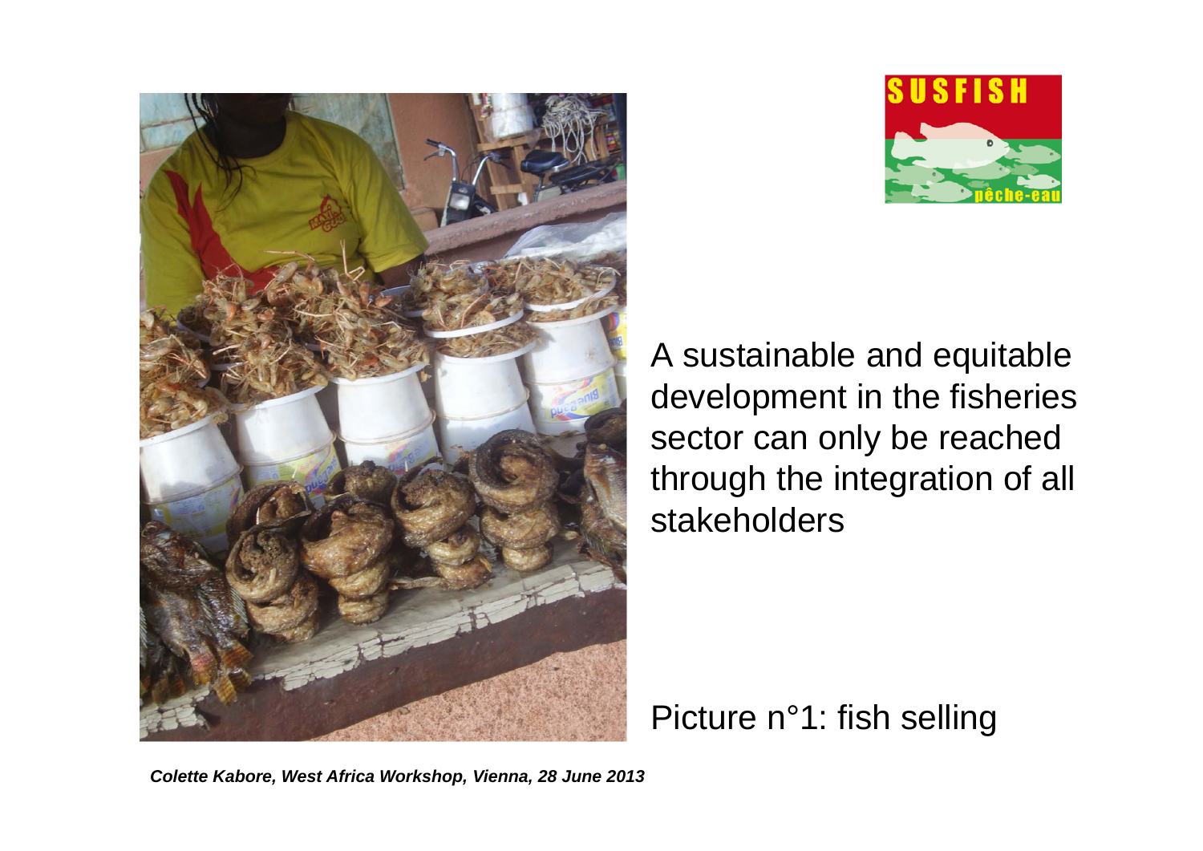A sustainable and equitable development in the fisheries sector can only be reached through the integration of all stakeholders

Picture n°1: fish selling

*Colette Kabore, West Africa Workshop, Vienna, 28 June 2013*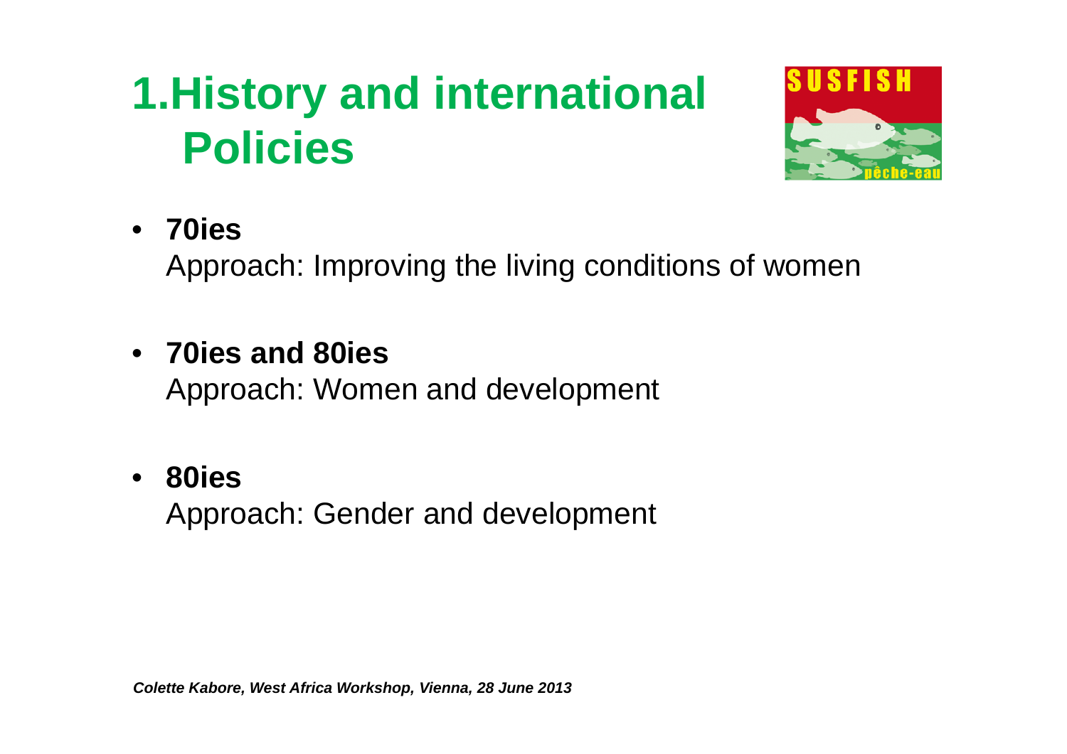# 1.History and international Policies

- **70ies**
  Approach: Improving the living conditions of women

- **70ies and 80ies**
  Approach: Women and development

- **80ies**
  Approach: Gender and development

*Colette Kabore, West Africa Workshop, Vienna, 28 June 2013*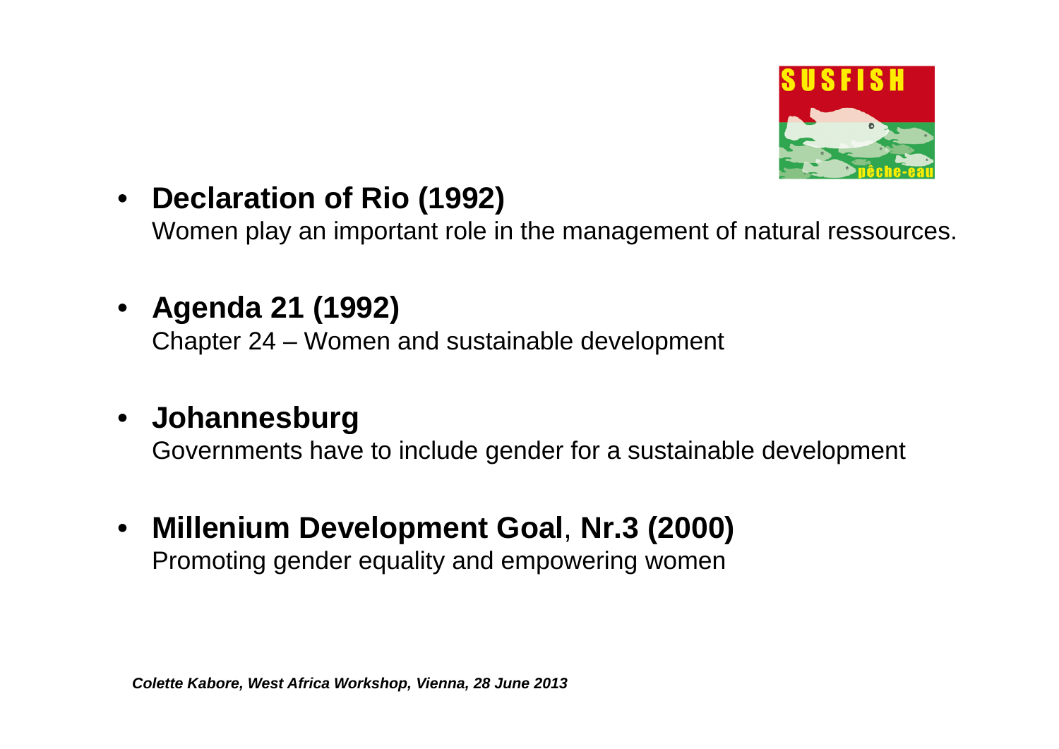- **Declaration of Rio (1992)**
  Women play an important role in the management of natural ressources.

- **Agenda 21 (1992)**
  Chapter 24 – Women and sustainable development

- **Johannesburg**
  Governments have to include gender for a sustainable development

- **Millenium Development Goal**, **Nr.3 (2000)**
  Promoting gender equality and empowering women

***Colette Kabore, West Africa Workshop, Vienna, 28 June 2013***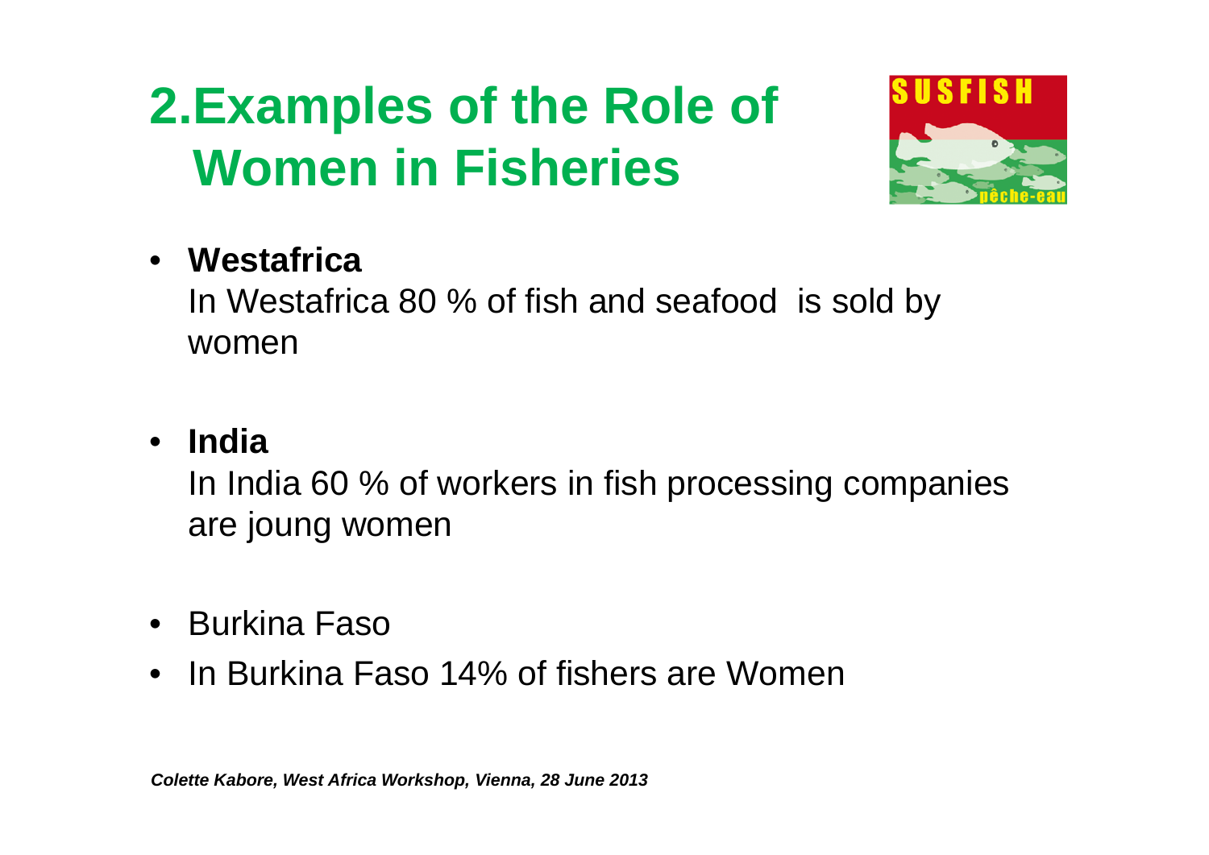# 2.Examples of the Role of Women in Fisheries

- **Westafrica**
  In Westafrica 80 % of fish and seafood is sold by women

- **India**
  In India 60 % of workers in fish processing companies are joung women

- Burkina Faso
- In Burkina Faso 14% of fishers are Women

***Colette Kabore, West Africa Workshop, Vienna, 28 June 2013***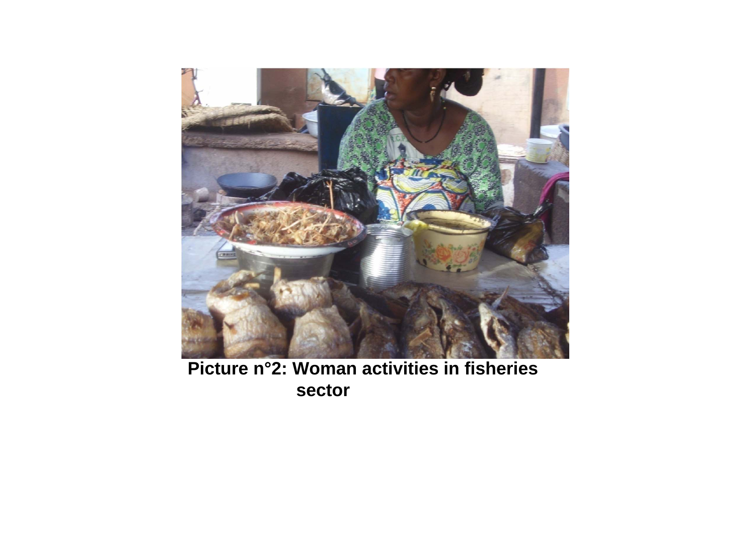**Picture n°2: Woman activities in fisheries sector**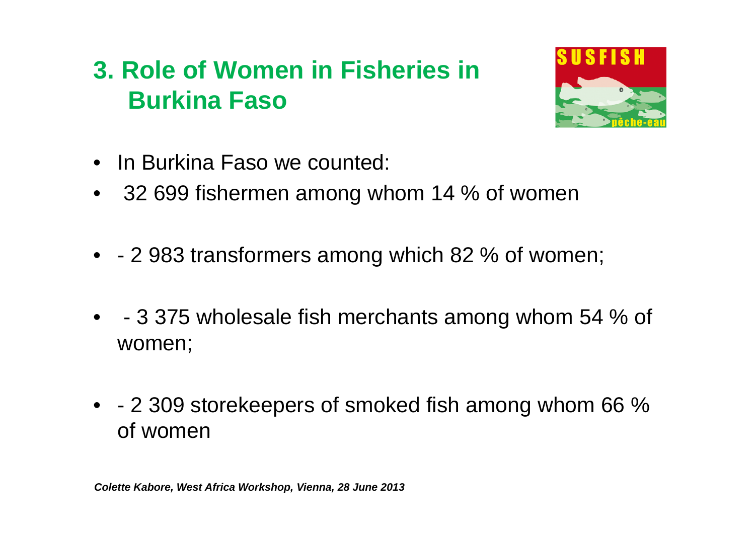# 3. Role of Women in Fisheries in Burkina Faso

- In Burkina Faso we counted:
- 32 699 fishermen among whom 14 % of women
- - 2 983 transformers among which 82 % of women;
- - 3 375 wholesale fish merchants among whom 54 % of women;
- - 2 309 storekeepers of smoked fish among whom 66 % of women

***Colette Kabore, West Africa Workshop, Vienna, 28 June 2013***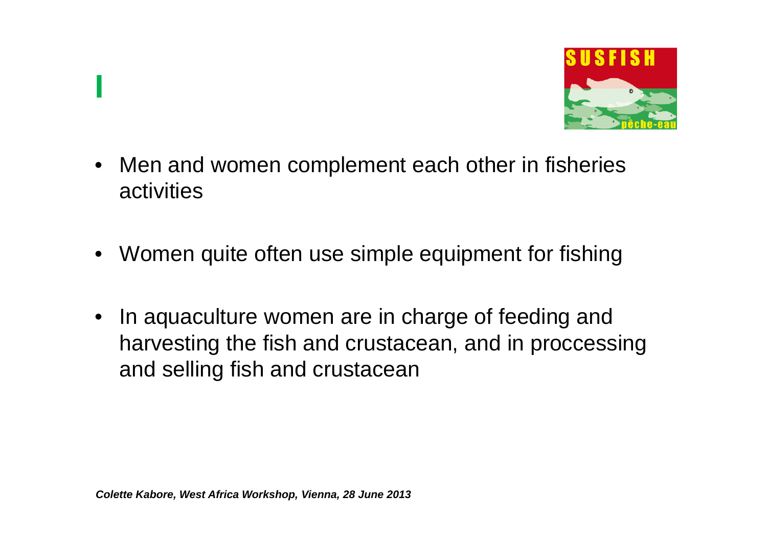- Men and women complement each other in fisheries activities
- Women quite often use simple equipment for fishing
- In aquaculture women are in charge of feeding and harvesting the fish and crustacean, and in proccessing and selling fish and crustacean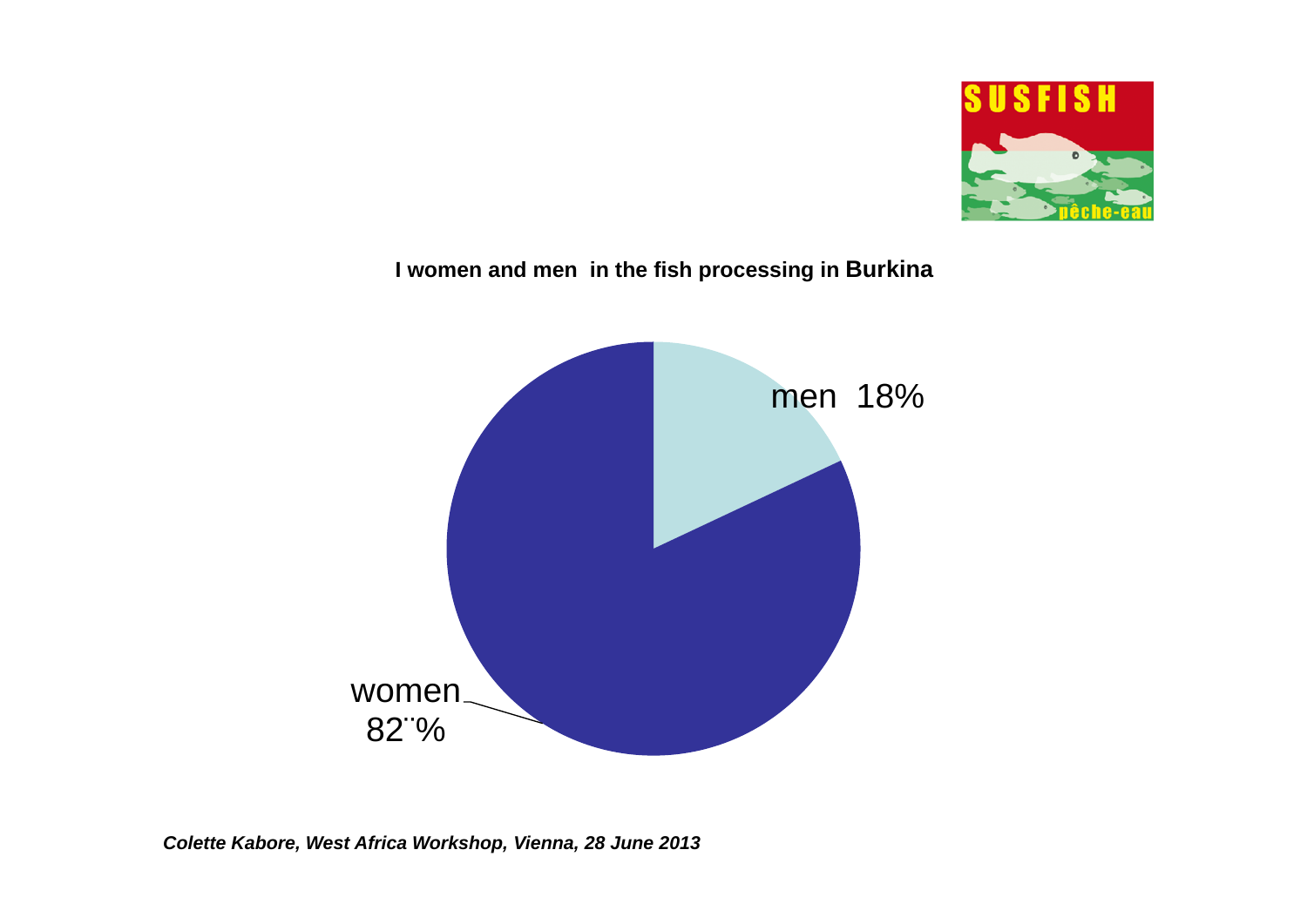**I women and men in the fish processing in Burkina**

men 18%

women 82¨%

*Colette Kabore, West Africa Workshop, Vienna, 28 June 2013*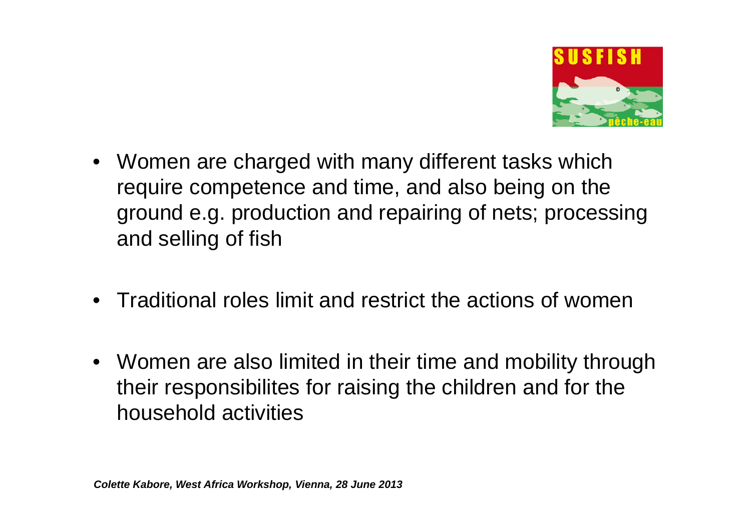- Women are charged with many different tasks which require competence and time, and also being on the ground e.g. production and repairing of nets; processing and selling of fish

- Traditional roles limit and restrict the actions of women

- Women are also limited in their time and mobility through their responsibilites for raising the children and for the household activities

***Colette Kabore, West Africa Workshop, Vienna, 28 June 2013***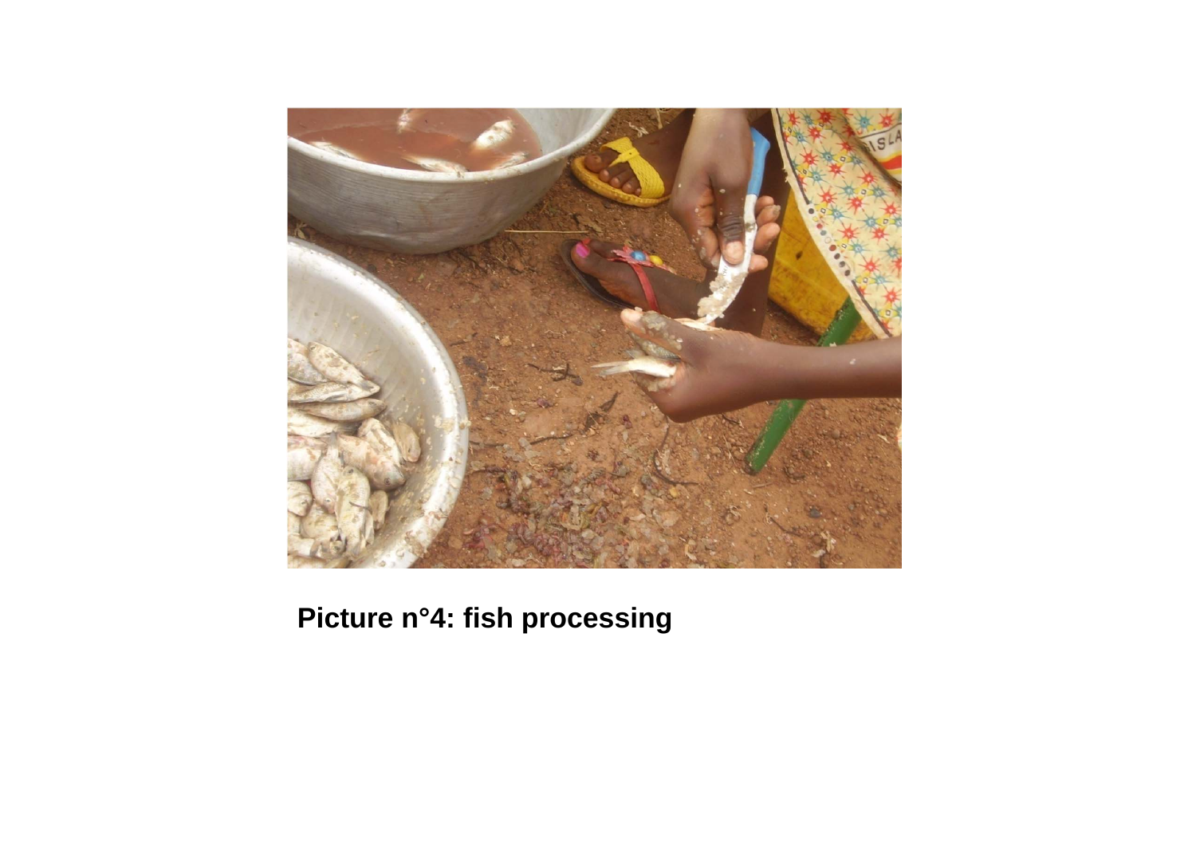**Picture n°4: fish processing**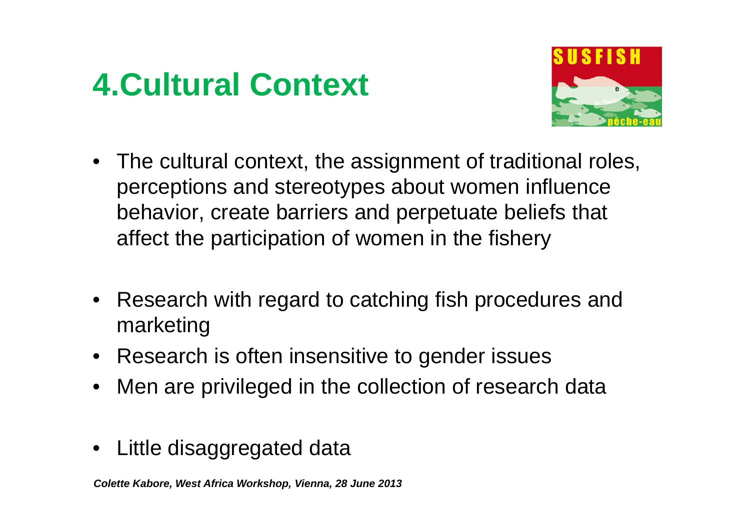# 4.Cultural Context

- The cultural context, the assignment of traditional roles, perceptions and stereotypes about women influence behavior, create barriers and perpetuate beliefs that affect the participation of women in the fishery

- Research with regard to catching fish procedures and marketing
- Research is often insensitive to gender issues
- Men are privileged in the collection of research data

- Little disaggregated data

***Colette Kabore, West Africa Workshop, Vienna, 28 June 2013***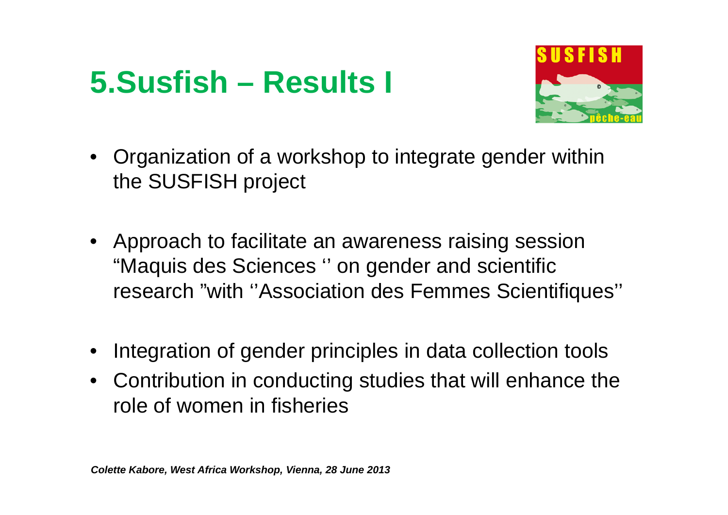# 5.Susfish – Results I

- Organization of a workshop to integrate gender within the SUSFISH project
- Approach to facilitate an awareness raising session "Maquis des Sciences '' on gender and scientific research "with ''Association des Femmes Scientifiques''
- Integration of gender principles in data collection tools
- Contribution in conducting studies that will enhance the role of women in fisheries

*Colette Kabore, West Africa Workshop, Vienna, 28 June 2013*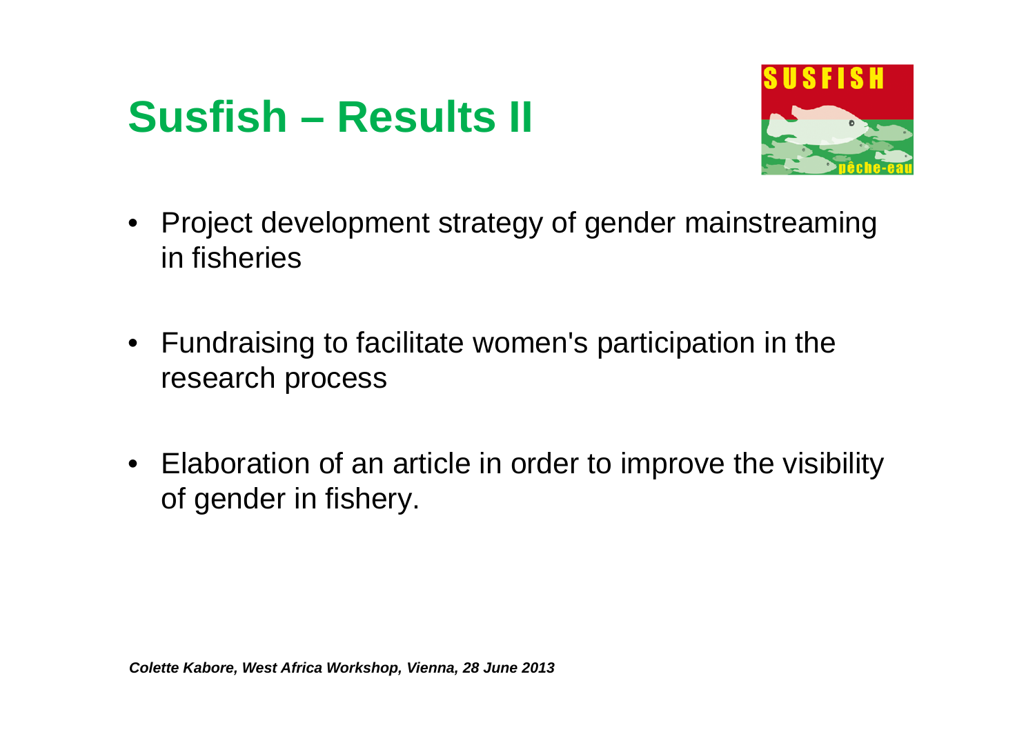# Susfish – Results II

- Project development strategy of gender mainstreaming in fisheries

- Fundraising to facilitate women's participation in the research process

- Elaboration of an article in order to improve the visibility of gender in fishery.

***Colette Kabore, West Africa Workshop, Vienna, 28 June 2013***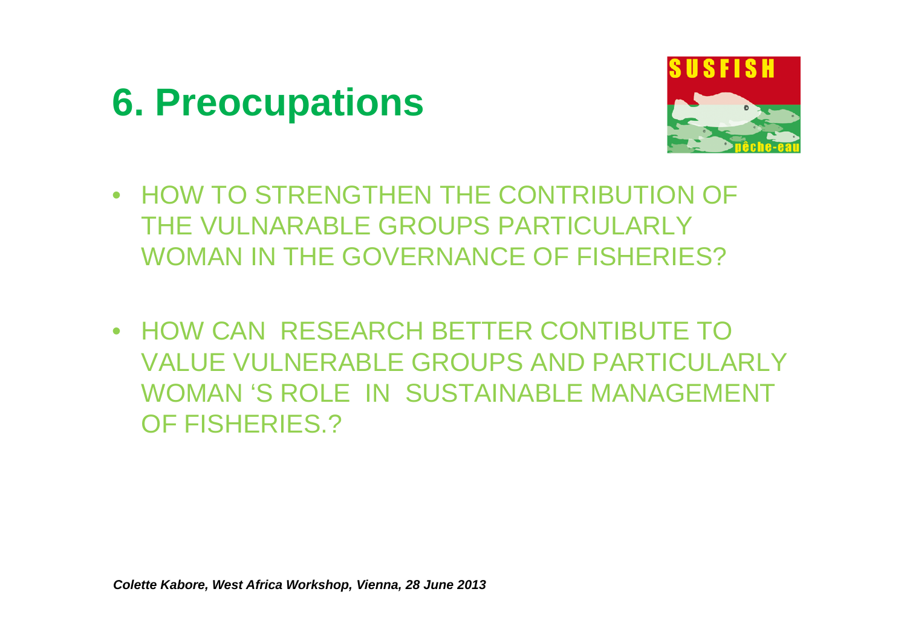# 6. Preocupations

- HOW TO STRENGTHEN THE CONTRIBUTION OF THE VULNARABLE GROUPS PARTICULARLY WOMAN IN THE GOVERNANCE OF FISHERIES?

- HOW CAN RESEARCH BETTER CONTIBUTE TO VALUE VULNERABLE GROUPS AND PARTICULARLY WOMAN 'S ROLE IN SUSTAINABLE MANAGEMENT OF FISHERIES.?

***Colette Kabore, West Africa Workshop, Vienna, 28 June 2013***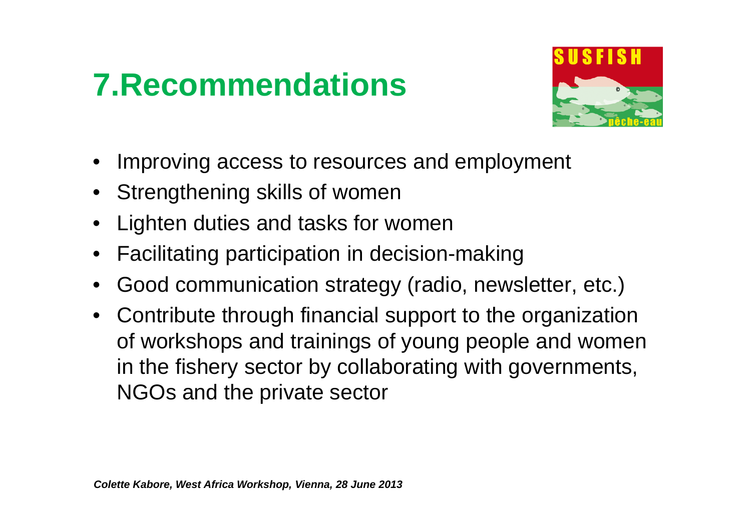# 7.Recommendations

- Improving access to resources and employment
- Strengthening skills of women
- Lighten duties and tasks for women
- Facilitating participation in decision-making
- Good communication strategy (radio, newsletter, etc.)
- Contribute through financial support to the organization of workshops and trainings of young people and women in the fishery sector by collaborating with governments, NGOs and the private sector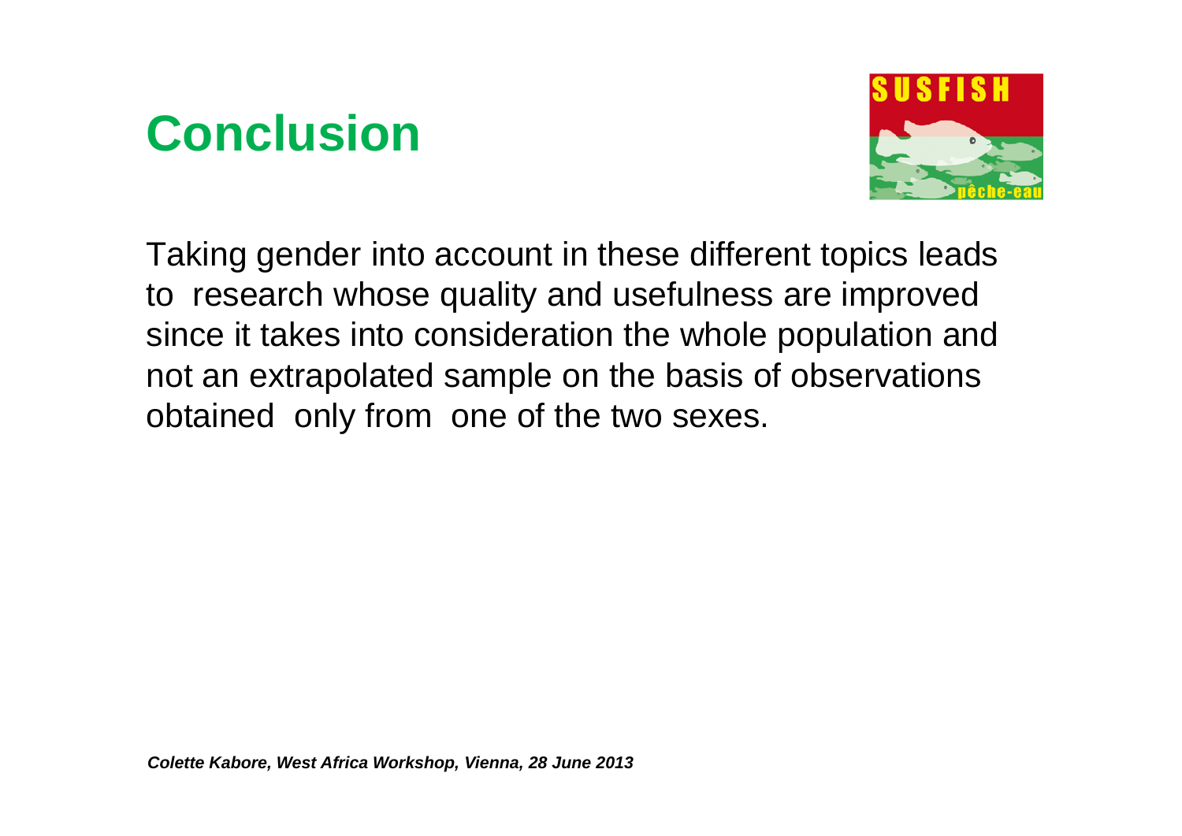# Conclusion

Taking gender into account in these different topics leads to research whose quality and usefulness are improved since it takes into consideration the whole population and not an extrapolated sample on the basis of observations obtained only from one of the two sexes.

***Colette Kabore, West Africa Workshop, Vienna, 28 June 2013***